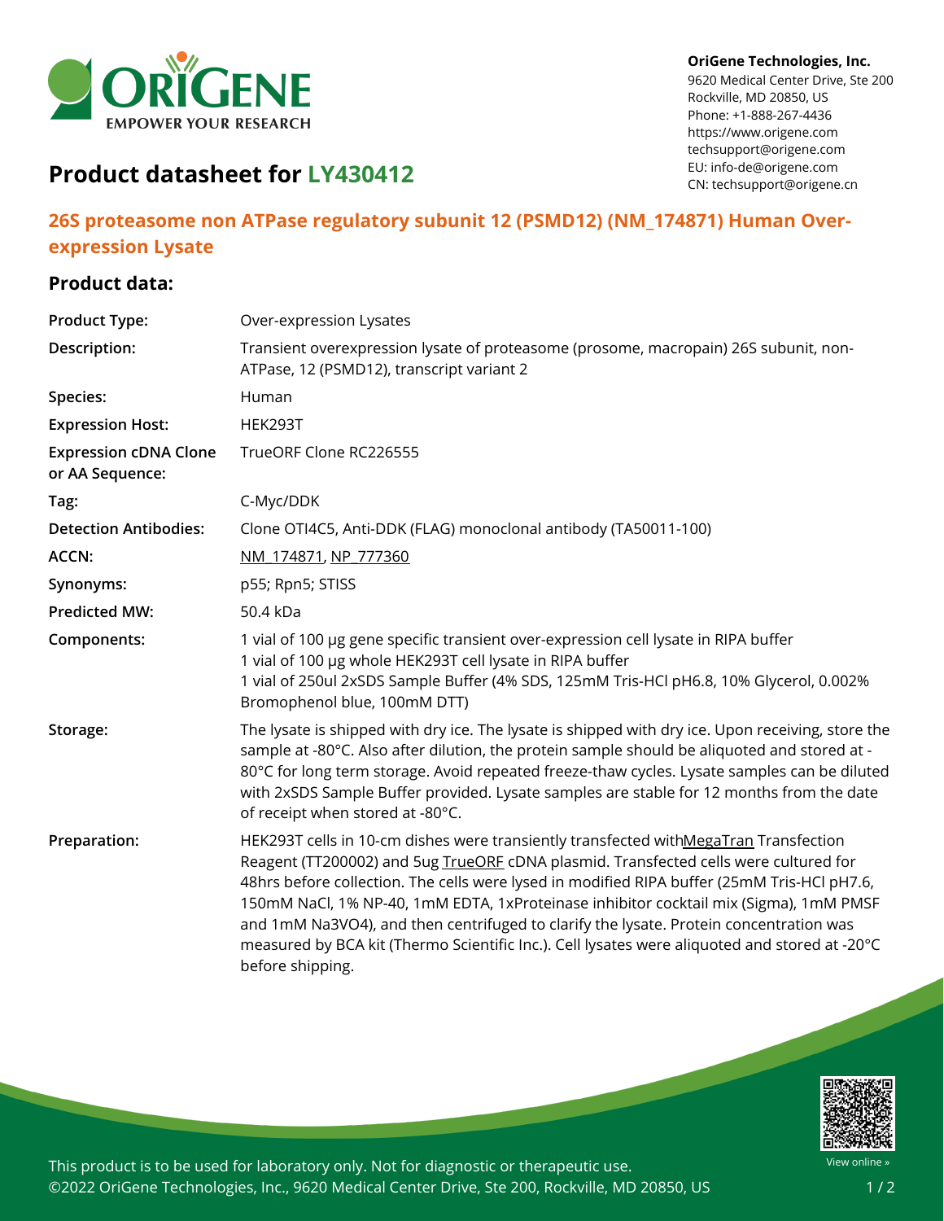**OriGene Technologies, Inc.**
9620 Medical Center Drive, Ste 200
Rockville, MD 20850, US
Phone: +1-888-267-4436
https://www.origene.com
techsupport@origene.com
EU: info-de@origene.com
CN: techsupport@origene.cn

# Product datasheet for LY430412

## 26S proteasome non ATPase regulatory subunit 12 (PSMD12) (NM_174871) Human Over-expression Lysate

### Product data:

| | |
|---|---|
| **Product Type:** | Over-expression Lysates |
| **Description:** | Transient overexpression lysate of proteasome (prosome, macropain) 26S subunit, non-ATPase, 12 (PSMD12), transcript variant 2 |
| **Species:** | Human |
| **Expression Host:** | HEK293T |
| **Expression cDNA Clone or AA Sequence:** | TrueORF Clone RC226555 |
| **Tag:** | C-Myc/DDK |
| **Detection Antibodies:** | Clone OTI4C5, Anti-DDK (FLAG) monoclonal antibody (TA50011-100) |
| **ACCN:** | NM_174871, NP_777360 |
| **Synonyms:** | p55; Rpn5; STISS |
| **Predicted MW:** | 50.4 kDa |
| **Components:** | 1 vial of 100 µg gene specific transient over-expression cell lysate in RIPA buffer<br>1 vial of 100 µg whole HEK293T cell lysate in RIPA buffer<br>1 vial of 250ul 2xSDS Sample Buffer (4% SDS, 125mM Tris-HCl pH6.8, 10% Glycerol, 0.002% Bromophenol blue, 100mM DTT) |
| **Storage:** | The lysate is shipped with dry ice. The lysate is shipped with dry ice. Upon receiving, store the sample at -80°C. Also after dilution, the protein sample should be aliquoted and stored at -80°C for long term storage. Avoid repeated freeze-thaw cycles. Lysate samples can be diluted with 2xSDS Sample Buffer provided. Lysate samples are stable for 12 months from the date of receipt when stored at -80°C. |
| **Preparation:** | HEK293T cells in 10-cm dishes were transiently transfected withMegaTran Transfection Reagent (TT200002) and 5ug TrueORF cDNA plasmid. Transfected cells were cultured for 48hrs before collection. The cells were lysed in modified RIPA buffer (25mM Tris-HCl pH7.6, 150mM NaCl, 1% NP-40, 1mM EDTA, 1xProteinase inhibitor cocktail mix (Sigma), 1mM PMSF and 1mM $Na_3VO_4$), and then centrifuged to clarify the lysate. Protein concentration was measured by BCA kit (Thermo Scientific Inc.). Cell lysates were aliquoted and stored at -20°C before shipping. |

This product is to be used for laboratory only. Not for diagnostic or therapeutic use.
©2022 OriGene Technologies, Inc., 9620 Medical Center Drive, Ste 200, Rockville, MD 20850, US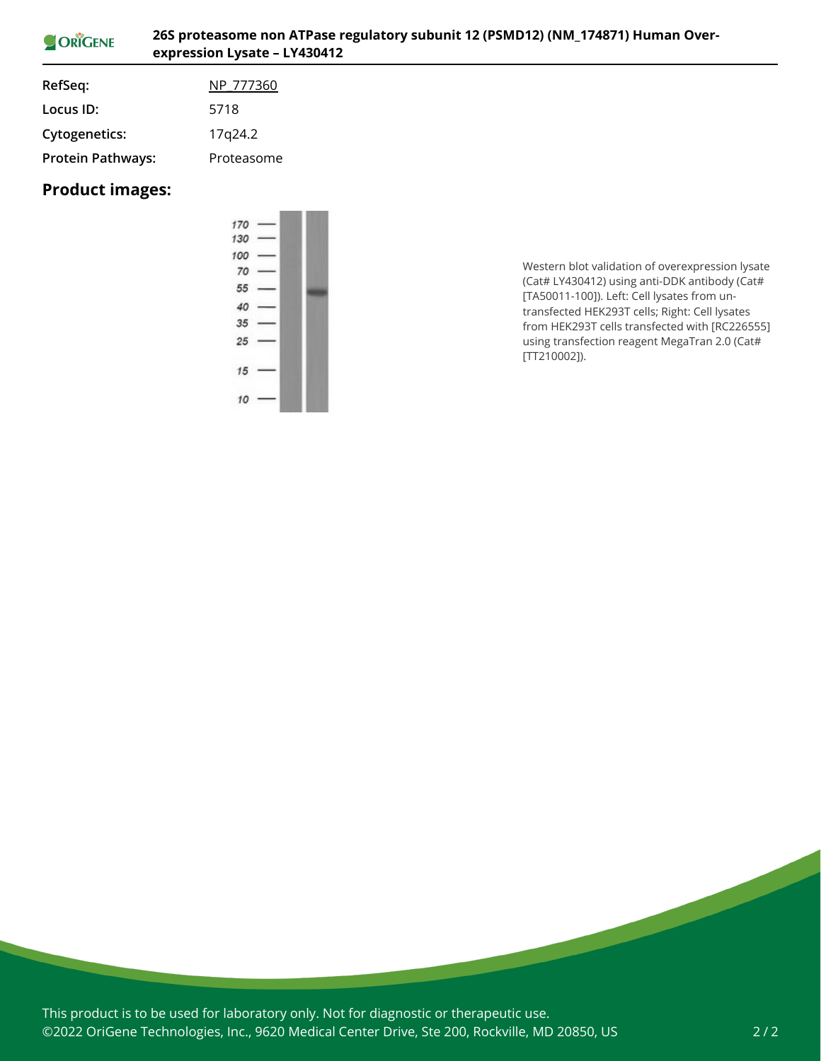| | |
|---|---|
| **RefSeq:** | NP_777360 |
| **Locus ID:** | 5718 |
| **Cytogenetics:** | 17q24.2 |
| **Protein Pathways:** | Proteasome |

## Product images:

170
130
100
70
55
40
35
25
15
10

Western blot validation of overexpression lysate (Cat# LY430412) using anti-DDK antibody (Cat# [TA50011-100]). Left: Cell lysates from un-transfected HEK293T cells; Right: Cell lysates from HEK293T cells transfected with [RC226555] using transfection reagent MegaTran 2.0 (Cat# [TT210002]).

This product is to be used for laboratory only. Not for diagnostic or therapeutic use.
©2022 OriGene Technologies, Inc., 9620 Medical Center Drive, Ste 200, Rockville, MD 20850, US